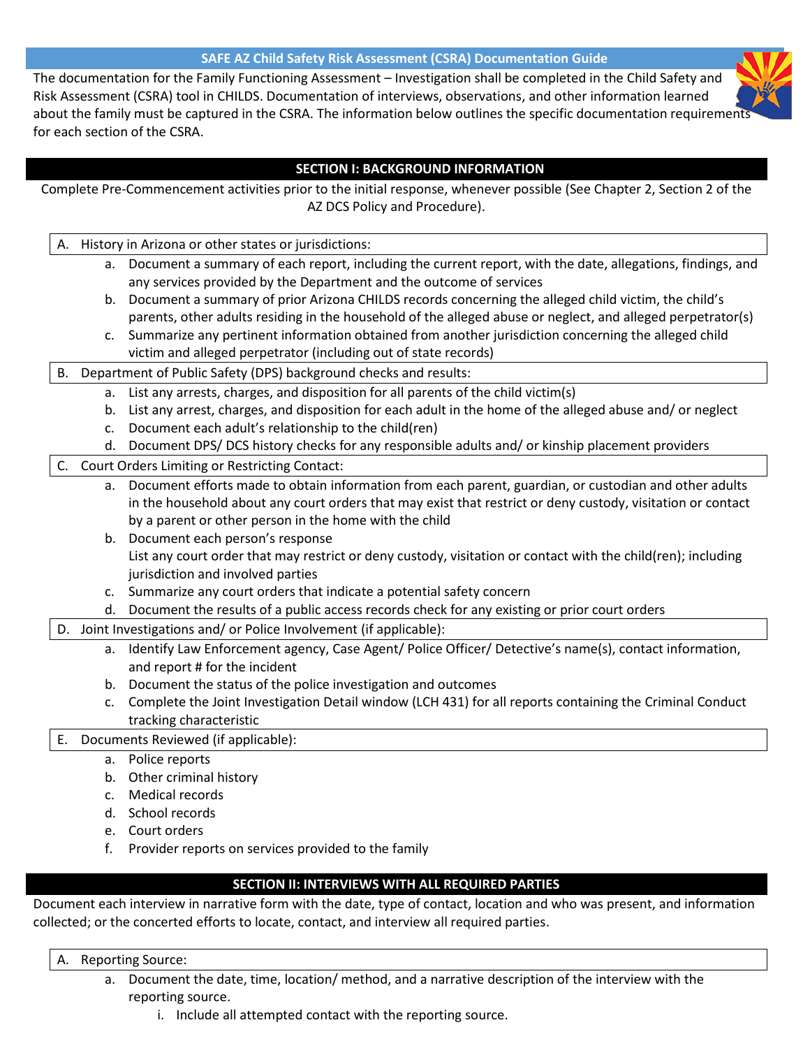# SAFE AZ Child Safety Risk Assessment (CSRA) Documentation Guide

The documentation for the Family Functioning Assessment – Investigation shall be completed in the Child Safety and Risk Assessment (CSRA) tool in CHILDS. Documentation of interviews, observations, and other information learned about the family must be captured in the CSRA. The information below outlines the specific documentation requirements for each section of the CSRA.

## SECTION I: BACKGROUND INFORMATION

Complete Pre-Commencement activities prior to the initial response, whenever possible (See Chapter 2, Section 2 of the AZ DCS Policy and Procedure).

### A. History in Arizona or other states or jurisdictions:

a. Document a summary of each report, including the current report, with the date, allegations, findings, and any services provided by the Department and the outcome of services

b. Document a summary of prior Arizona CHILDS records concerning the alleged child victim, the child's parents, other adults residing in the household of the alleged abuse or neglect, and alleged perpetrator(s)

c. Summarize any pertinent information obtained from another jurisdiction concerning the alleged child victim and alleged perpetrator (including out of state records)

### B. Department of Public Safety (DPS) background checks and results:

a. List any arrests, charges, and disposition for all parents of the child victim(s)

b. List any arrest, charges, and disposition for each adult in the home of the alleged abuse and/ or neglect

c. Document each adult's relationship to the child(ren)

d. Document DPS/ DCS history checks for any responsible adults and/ or kinship placement providers

### C. Court Orders Limiting or Restricting Contact:

a. Document efforts made to obtain information from each parent, guardian, or custodian and other adults in the household about any court orders that may exist that restrict or deny custody, visitation or contact by a parent or other person in the home with the child

b. Document each person's response
   List any court order that may restrict or deny custody, visitation or contact with the child(ren); including jurisdiction and involved parties

c. Summarize any court orders that indicate a potential safety concern

d. Document the results of a public access records check for any existing or prior court orders

### D. Joint Investigations and/ or Police Involvement (if applicable):

a. Identify Law Enforcement agency, Case Agent/ Police Officer/ Detective's name(s), contact information, and report # for the incident

b. Document the status of the police investigation and outcomes

c. Complete the Joint Investigation Detail window (LCH 431) for all reports containing the Criminal Conduct tracking characteristic

### E. Documents Reviewed (if applicable):

a. Police reports

b. Other criminal history

c. Medical records

d. School records

e. Court orders

f. Provider reports on services provided to the family

## SECTION II: INTERVIEWS WITH ALL REQUIRED PARTIES

Document each interview in narrative form with the date, type of contact, location and who was present, and information collected; or the concerted efforts to locate, contact, and interview all required parties.

### A. Reporting Source:

a. Document the date, time, location/ method, and a narrative description of the interview with the reporting source.
   i. Include all attempted contact with the reporting source.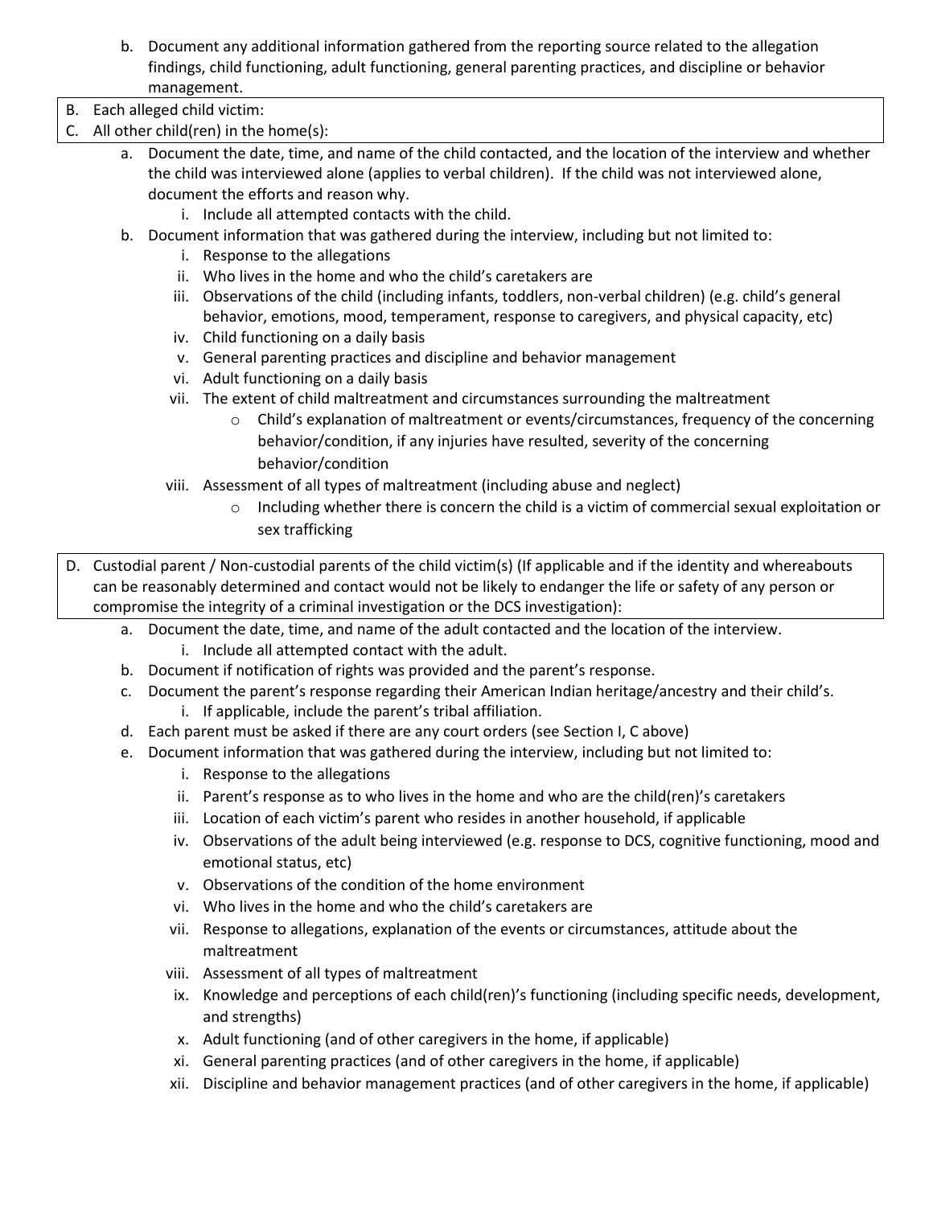b. Document any additional information gathered from the reporting source related to the allegation findings, child functioning, adult functioning, general parenting practices, and discipline or behavior management.

B. Each alleged child victim:
C. All other child(ren) in the home(s):

   a. Document the date, time, and name of the child contacted, and the location of the interview and whether the child was interviewed alone (applies to verbal children). If the child was not interviewed alone, document the efforts and reason why.
      i. Include all attempted contacts with the child.
   b. Document information that was gathered during the interview, including but not limited to:
      i. Response to the allegations
      ii. Who lives in the home and who the child's caretakers are
      iii. Observations of the child (including infants, toddlers, non-verbal children) (e.g. child's general behavior, emotions, mood, temperament, response to caregivers, and physical capacity, etc)
      iv. Child functioning on a daily basis
      v. General parenting practices and discipline and behavior management
      vi. Adult functioning on a daily basis
      vii. The extent of child maltreatment and circumstances surrounding the maltreatment
         - Child's explanation of maltreatment or events/circumstances, frequency of the concerning behavior/condition, if any injuries have resulted, severity of the concerning behavior/condition
      viii. Assessment of all types of maltreatment (including abuse and neglect)
         - Including whether there is concern the child is a victim of commercial sexual exploitation or sex trafficking

D. Custodial parent / Non-custodial parents of the child victim(s) (If applicable and if the identity and whereabouts can be reasonably determined and contact would not be likely to endanger the life or safety of any person or compromise the integrity of a criminal investigation or the DCS investigation):

   a. Document the date, time, and name of the adult contacted and the location of the interview.
      i. Include all attempted contact with the adult.
   b. Document if notification of rights was provided and the parent's response.
   c. Document the parent's response regarding their American Indian heritage/ancestry and their child's.
      i. If applicable, include the parent's tribal affiliation.
   d. Each parent must be asked if there are any court orders (see Section I, C above)
   e. Document information that was gathered during the interview, including but not limited to:
      i. Response to the allegations
      ii. Parent's response as to who lives in the home and who are the child(ren)'s caretakers
      iii. Location of each victim's parent who resides in another household, if applicable
      iv. Observations of the adult being interviewed (e.g. response to DCS, cognitive functioning, mood and emotional status, etc)
      v. Observations of the condition of the home environment
      vi. Who lives in the home and who the child's caretakers are
      vii. Response to allegations, explanation of the events or circumstances, attitude about the maltreatment
      viii. Assessment of all types of maltreatment
      ix. Knowledge and perceptions of each child(ren)'s functioning (including specific needs, development, and strengths)
      x. Adult functioning (and of other caregivers in the home, if applicable)
      xi. General parenting practices (and of other caregivers in the home, if applicable)
      xii. Discipline and behavior management practices (and of other caregivers in the home, if applicable)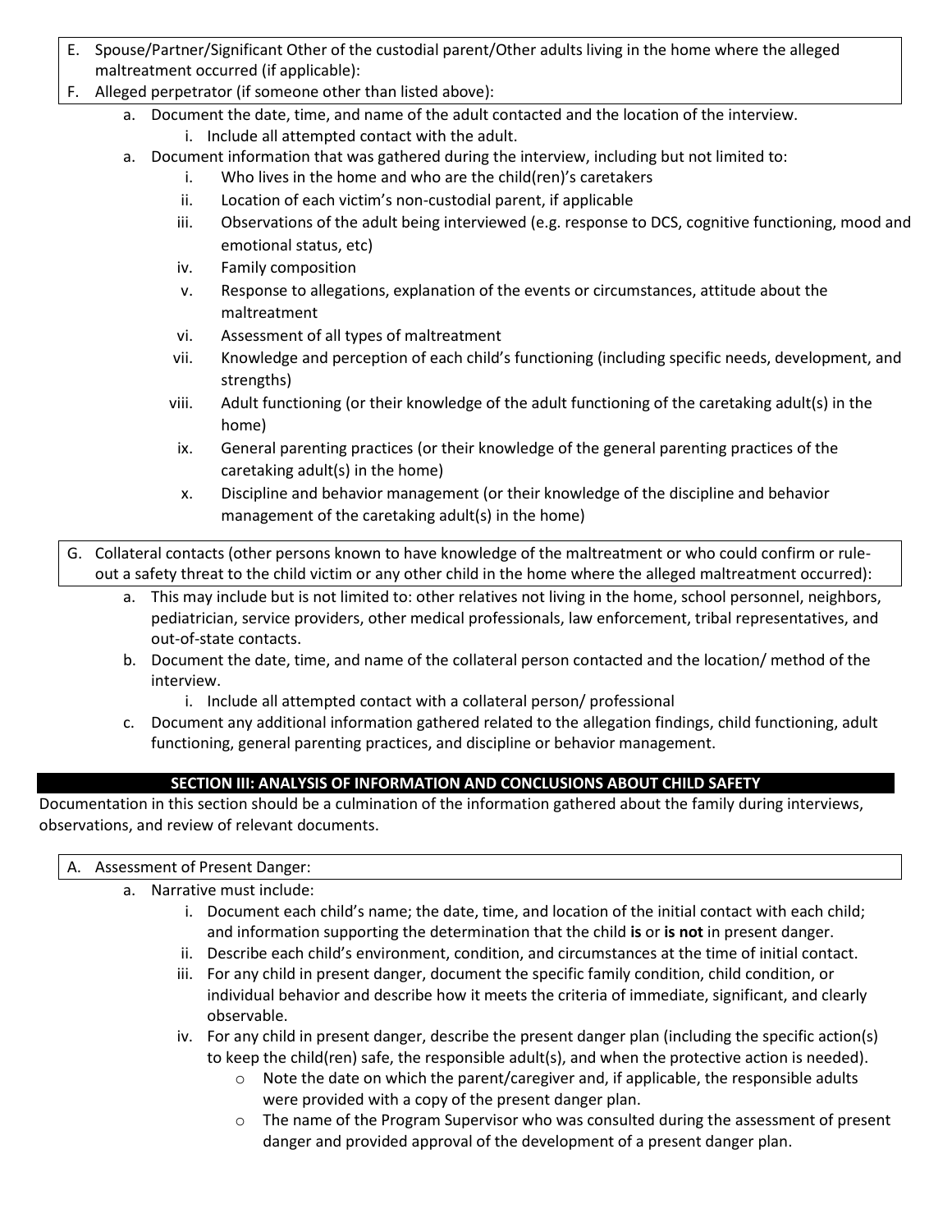E. Spouse/Partner/Significant Other of the custodial parent/Other adults living in the home where the alleged maltreatment occurred (if applicable):

F. Alleged perpetrator (if someone other than listed above):

- a. Document the date, time, and name of the adult contacted and the location of the interview.
  - i. Include all attempted contact with the adult.
- a. Document information that was gathered during the interview, including but not limited to:
  - i. Who lives in the home and who are the child(ren)'s caretakers
  - ii. Location of each victim's non-custodial parent, if applicable
  - iii. Observations of the adult being interviewed (e.g. response to DCS, cognitive functioning, mood and emotional status, etc)
  - iv. Family composition
  - v. Response to allegations, explanation of the events or circumstances, attitude about the maltreatment
  - vi. Assessment of all types of maltreatment
  - vii. Knowledge and perception of each child's functioning (including specific needs, development, and strengths)
  - viii. Adult functioning (or their knowledge of the adult functioning of the caretaking adult(s) in the home)
  - ix. General parenting practices (or their knowledge of the general parenting practices of the caretaking adult(s) in the home)
  - x. Discipline and behavior management (or their knowledge of the discipline and behavior management of the caretaking adult(s) in the home)

G. Collateral contacts (other persons known to have knowledge of the maltreatment or who could confirm or rule-out a safety threat to the child victim or any other child in the home where the alleged maltreatment occurred):

- a. This may include but is not limited to: other relatives not living in the home, school personnel, neighbors, pediatrician, service providers, other medical professionals, law enforcement, tribal representatives, and out-of-state contacts.
- b. Document the date, time, and name of the collateral person contacted and the location/ method of the interview.
  - i. Include all attempted contact with a collateral person/ professional
- c. Document any additional information gathered related to the allegation findings, child functioning, adult functioning, general parenting practices, and discipline or behavior management.

## SECTION III: ANALYSIS OF INFORMATION AND CONCLUSIONS ABOUT CHILD SAFETY

Documentation in this section should be a culmination of the information gathered about the family during interviews, observations, and review of relevant documents.

A. Assessment of Present Danger:

- a. Narrative must include:
  - i. Document each child's name; the date, time, and location of the initial contact with each child; and information supporting the determination that the child **is** or **is not** in present danger.
  - ii. Describe each child's environment, condition, and circumstances at the time of initial contact.
  - iii. For any child in present danger, document the specific family condition, child condition, or individual behavior and describe how it meets the criteria of immediate, significant, and clearly observable.
  - iv. For any child in present danger, describe the present danger plan (including the specific action(s) to keep the child(ren) safe, the responsible adult(s), and when the protective action is needed).
    - Note the date on which the parent/caregiver and, if applicable, the responsible adults were provided with a copy of the present danger plan.
    - The name of the Program Supervisor who was consulted during the assessment of present danger and provided approval of the development of a present danger plan.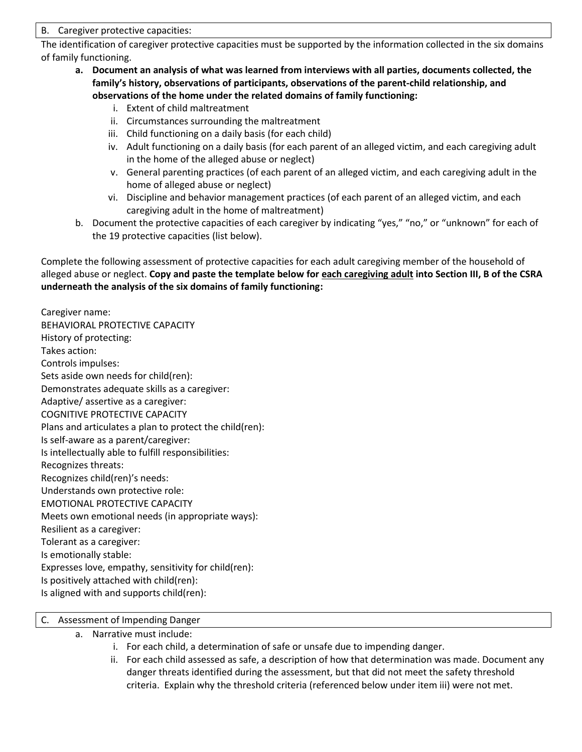B. Caregiver protective capacities:

The identification of caregiver protective capacities must be supported by the information collected in the six domains of family functioning.

a. **Document an analysis of what was learned from interviews with all parties, documents collected, the family's history, observations of participants, observations of the parent-child relationship, and observations of the home under the related domains of family functioning:**
   i. Extent of child maltreatment
   ii. Circumstances surrounding the maltreatment
   iii. Child functioning on a daily basis (for each child)
   iv. Adult functioning on a daily basis (for each parent of an alleged victim, and each caregiving adult in the home of the alleged abuse or neglect)
   v. General parenting practices (of each parent of an alleged victim, and each caregiving adult in the home of alleged abuse or neglect)
   vi. Discipline and behavior management practices (of each parent of an alleged victim, and each caregiving adult in the home of maltreatment)

b. Document the protective capacities of each caregiver by indicating "yes," "no," or "unknown" for each of the 19 protective capacities (list below).

Complete the following assessment of protective capacities for each adult caregiving member of the household of alleged abuse or neglect. **Copy and paste the template below for <u>each caregiving adult</u> into Section III, B of the CSRA underneath the analysis of the six domains of family functioning:**

Caregiver name:
BEHAVIORAL PROTECTIVE CAPACITY
History of protecting:
Takes action:
Controls impulses:
Sets aside own needs for child(ren):
Demonstrates adequate skills as a caregiver:
Adaptive/ assertive as a caregiver:
COGNITIVE PROTECTIVE CAPACITY
Plans and articulates a plan to protect the child(ren):
Is self-aware as a parent/caregiver:
Is intellectually able to fulfill responsibilities:
Recognizes threats:
Recognizes child(ren)'s needs:
Understands own protective role:
EMOTIONAL PROTECTIVE CAPACITY
Meets own emotional needs (in appropriate ways):
Resilient as a caregiver:
Tolerant as a caregiver:
Is emotionally stable:
Expresses love, empathy, sensitivity for child(ren):
Is positively attached with child(ren):
Is aligned with and supports child(ren):

C. Assessment of Impending Danger

a. Narrative must include:
   i. For each child, a determination of safe or unsafe due to impending danger.
   ii. For each child assessed as safe, a description of how that determination was made. Document any danger threats identified during the assessment, but that did not meet the safety threshold criteria. Explain why the threshold criteria (referenced below under item iii) were not met.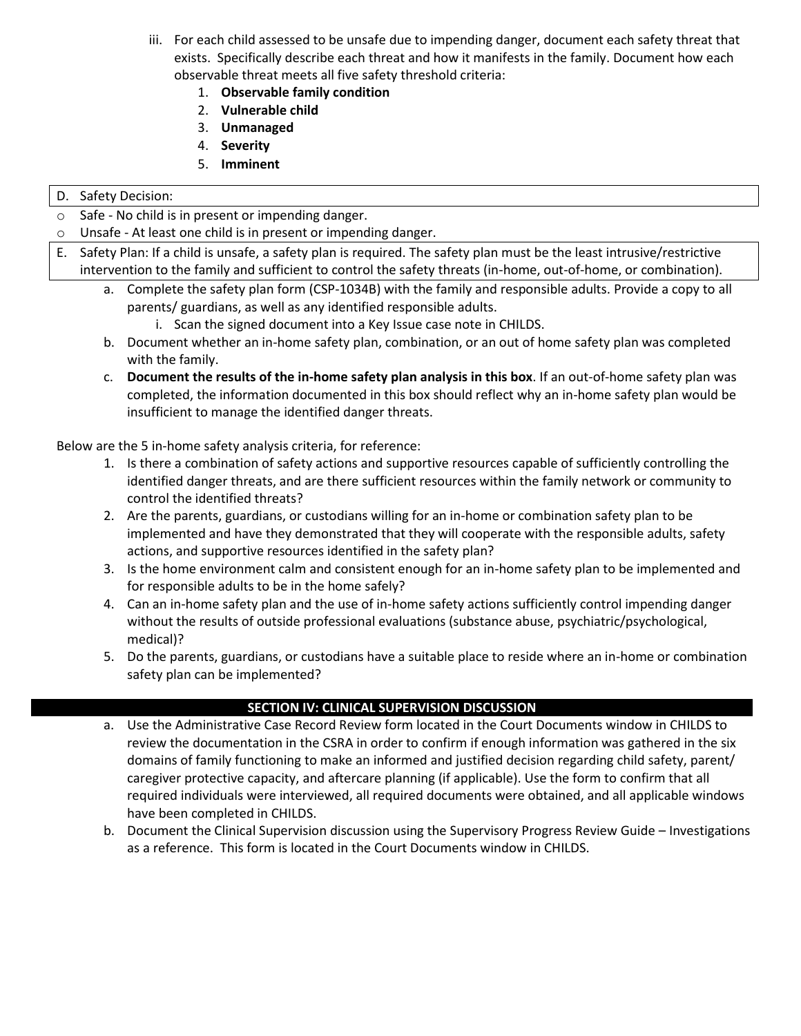iii. For each child assessed to be unsafe due to impending danger, document each safety threat that exists. Specifically describe each threat and how it manifests in the family. Document how each observable threat meets all five safety threshold criteria:
   1. **Observable family condition**
   2. **Vulnerable child**
   3. **Unmanaged**
   4. **Severity**
   5. **Imminent**

D. Safety Decision:

- Safe - No child is in present or impending danger.
- Unsafe - At least one child is in present or impending danger.

E. Safety Plan: If a child is unsafe, a safety plan is required. The safety plan must be the least intrusive/restrictive intervention to the family and sufficient to control the safety threats (in-home, out-of-home, or combination).

a. Complete the safety plan form (CSP-1034B) with the family and responsible adults. Provide a copy to all parents/ guardians, as well as any identified responsible adults.
   i. Scan the signed document into a Key Issue case note in CHILDS.
b. Document whether an in-home safety plan, combination, or an out of home safety plan was completed with the family.
c. **Document the results of the in-home safety plan analysis in this box**. If an out-of-home safety plan was completed, the information documented in this box should reflect why an in-home safety plan would be insufficient to manage the identified danger threats.

Below are the 5 in-home safety analysis criteria, for reference:

1. Is there a combination of safety actions and supportive resources capable of sufficiently controlling the identified danger threats, and are there sufficient resources within the family network or community to control the identified threats?
2. Are the parents, guardians, or custodians willing for an in-home or combination safety plan to be implemented and have they demonstrated that they will cooperate with the responsible adults, safety actions, and supportive resources identified in the safety plan?
3. Is the home environment calm and consistent enough for an in-home safety plan to be implemented and for responsible adults to be in the home safely?
4. Can an in-home safety plan and the use of in-home safety actions sufficiently control impending danger without the results of outside professional evaluations (substance abuse, psychiatric/psychological, medical)?
5. Do the parents, guardians, or custodians have a suitable place to reside where an in-home or combination safety plan can be implemented?

## SECTION IV: CLINICAL SUPERVISION DISCUSSION

a. Use the Administrative Case Record Review form located in the Court Documents window in CHILDS to review the documentation in the CSRA in order to confirm if enough information was gathered in the six domains of family functioning to make an informed and justified decision regarding child safety, parent/ caregiver protective capacity, and aftercare planning (if applicable). Use the form to confirm that all required individuals were interviewed, all required documents were obtained, and all applicable windows have been completed in CHILDS.
b. Document the Clinical Supervision discussion using the Supervisory Progress Review Guide – Investigations as a reference. This form is located in the Court Documents window in CHILDS.